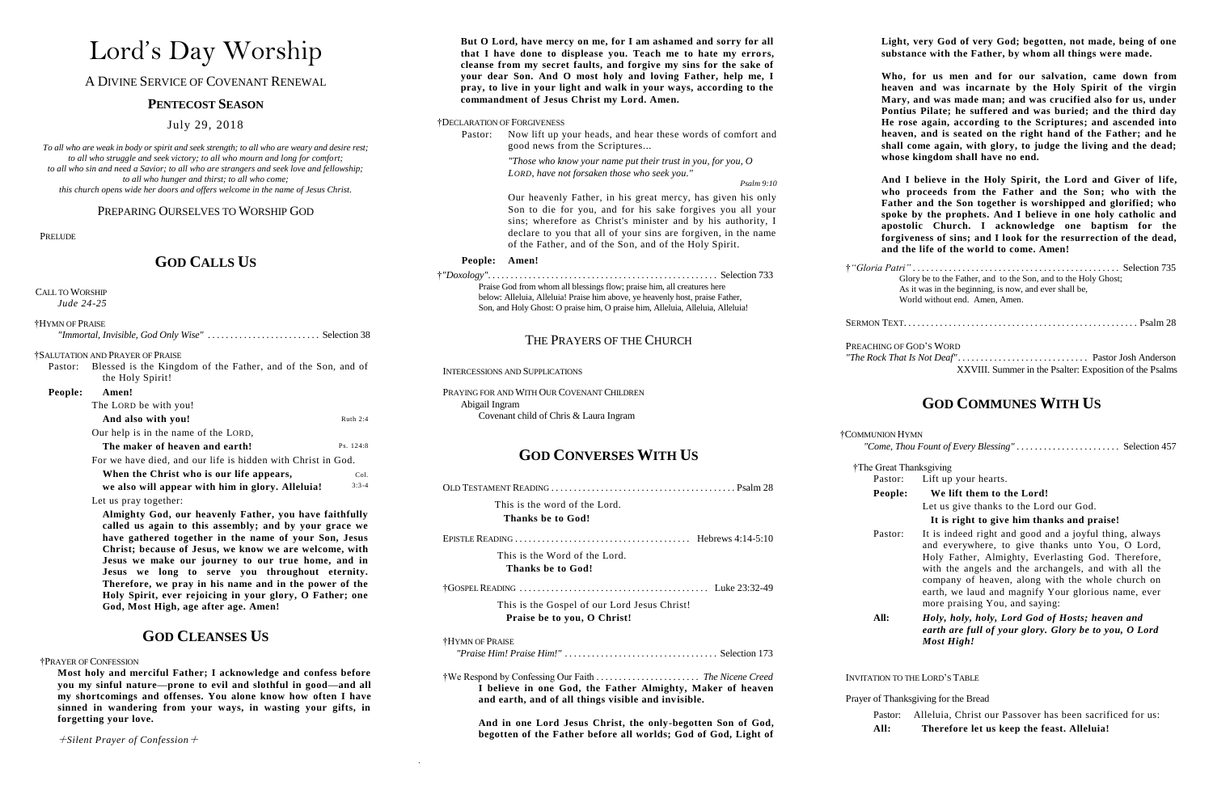# Lord's Day Worship

A Divine Service of Covenant Renewal

### Pentecost Season

July 29, 2018

*To all who are weak in body or spirit and seek strength; to all who are weary and desire rest; to all who struggle and seek victory; to all who mourn and long for comfort; to all who sin and need a Savior; to all who are strangers and seek love and fellowship; to all who hunger and thirst; to all who come; this church opens wide her doors and offers welcome in the name of Jesus Christ.*

Preparing Ourselves to Worship God

Prelude

## God Calls Us

Call to Worship
*Jude 24-25*

†Hymn of Praise
*"Immortal, Invisible, God Only Wise"* ......................... Selection 38

†Salutation and Prayer of Praise

Pastor: Blessed is the Kingdom of the Father, and of the Son, and of the Holy Spirit!

**People: Amen!**

The Lord be with you!

**And also with you!** (Ruth 2:4)

Our help is in the name of the Lord,

**The maker of heaven and earth!** (Ps. 124:8)

For we have died, and our life is hidden with Christ in God.

**When the Christ who is our life appears, we also will appear with him in glory. Alleluia!** (Col. 3:3-4)

Let us pray together:

**Almighty God, our heavenly Father, you have faithfully called us again to this assembly; and by your grace we have gathered together in the name of your Son, Jesus Christ; because of Jesus, we know we are welcome, with Jesus we make our journey to our true home, and in Jesus we long to serve you throughout eternity. Therefore, we pray in his name and in the power of the Holy Spirit, ever rejoicing in your glory, O Father; one God, Most High, age after age. Amen!**

## God Cleanses Us

†Prayer of Confession

**Most holy and merciful Father; I acknowledge and confess before you my sinful nature—prone to evil and slothful in good—and all my shortcomings and offenses. You alone know how often I have sinned in wandering from your ways, in wasting your gifts, in forgetting your love.**

*+Silent Prayer of Confession+*

**But O Lord, have mercy on me, for I am ashamed and sorry for all that I have done to displease you. Teach me to hate my errors, cleanse from my secret faults, and forgive my sins for the sake of your dear Son. And O most holy and loving Father, help me, I pray, to live in your light and walk in your ways, according to the commandment of Jesus Christ my Lord. Amen.**

†Declaration of Forgiveness

Pastor: Now lift up your heads, and hear these words of comfort and good news from the Scriptures...

*"Those who know your name put their trust in you, for you, O Lord, have not forsaken those who seek you."* (Psalm 9:10)

Our heavenly Father, in his great mercy, has given his only Son to die for you, and for his sake forgives you all your sins; wherefore as Christ's minister and by his authority, I declare to you that all of your sins are forgiven, in the name of the Father, and of the Son, and of the Holy Spirit.

**People: Amen!**

†*"Doxology"*.................................................. Selection 733

Praise God from whom all blessings flow; praise him, all creatures here below: Alleluia, Alleluia! Praise him above, ye heavenly host, praise Father, Son, and Holy Ghost: O praise him, O praise him, Alleluia, Alleluia, Alleluia!

The Prayers of the Church

Intercessions and Supplications

Praying for and with Our Covenant Children

Abigail Ingram
Covenant child of Chris & Laura Ingram

## God Converses With Us

Old Testament Reading ........................................ Psalm 28

This is the word of the Lord.
**Thanks be to God!**

Epistle Reading ...................................... Hebrews 4:14-5:10

This is the Word of the Lord.
**Thanks be to God!**

†Gospel Reading ......................................... Luke 23:32-49

This is the Gospel of our Lord Jesus Christ!
**Praise be to you, O Christ!**

†Hymn of Praise
*"Praise Him! Praise Him!"* ................................. Selection 173

†We Respond by Confessing Our Faith ...................... *The Nicene Creed*

**I believe in one God, the Father Almighty, Maker of heaven and earth, and of all things visible and invisible.**

**And in one Lord Jesus Christ, the only-begotten Son of God, begotten of the Father before all worlds; God of God, Light of Light, very God of very God; begotten, not made, being of one substance with the Father, by whom all things were made.**

**Who, for us men and for our salvation, came down from heaven and was incarnate by the Holy Spirit of the virgin Mary, and was made man; and was crucified also for us, under Pontius Pilate; he suffered and was buried; and the third day He rose again, according to the Scriptures; and ascended into heaven, and is seated on the right hand of the Father; and he shall come again, with glory, to judge the living and the dead; whose kingdom shall have no end.**

**And I believe in the Holy Spirit, the Lord and Giver of life, who proceeds from the Father and the Son; who with the Father and the Son together is worshipped and glorified; who spoke by the prophets. And I believe in one holy catholic and apostolic Church. I acknowledge one baptism for the forgiveness of sins; and I look for the resurrection of the dead, and the life of the world to come. Amen!**

†*"Gloria Patri"* ............................................. Selection 735

Glory be to the Father, and to the Son, and to the Holy Ghost; As it was in the beginning, is now, and ever shall be, World without end. Amen, Amen.

Sermon Text.................................................. Psalm 28

Preaching of God's Word
*"The Rock That Is Not Deaf"*............................. Pastor Josh Anderson
XXVIII. Summer in the Psalter: Exposition of the Psalms

## God Communes With Us

†Communion Hymn
*"Come, Thou Fount of Every Blessing"* ...................... Selection 457

†The Great Thanksgiving

Pastor: Lift up your hearts.

**People: We lift them to the Lord!**

Let us give thanks to the Lord our God.

**It is right to give him thanks and praise!**

Pastor: It is indeed right and good and a joyful thing, always and everywhere, to give thanks unto You, O Lord, Holy Father, Almighty, Everlasting God. Therefore, with the angels and the archangels, and with all the company of heaven, along with the whole church on earth, we laud and magnify Your glorious name, ever more praising You, and saying:

**All:** ***Holy, holy, holy, Lord God of Hosts; heaven and earth are full of your glory. Glory be to you, O Lord Most High!***

Invitation to the Lord's Table

Prayer of Thanksgiving for the Bread

Pastor: Alleluia, Christ our Passover has been sacrificed for us:

**All: Therefore let us keep the feast. Alleluia!**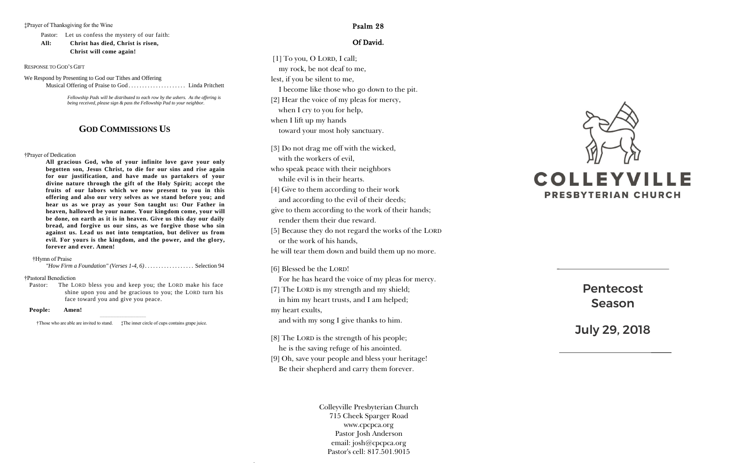‡Prayer of Thanksgiving for the Wine

Pastor: Let us confess the mystery of our faith:

**All: Christ has died, Christ is risen,**
**Christ will come again!**

RESPONSE TO GOD'S GIFT

We Respond by Presenting to God our Tithes and Offering

Musical Offering of Praise to God . . . . . . . . . . . . . . . . . . . . . Linda Pritchett

*Fellowship Pads will be distributed to each row by the ushers. As the offering is being received, please sign & pass the Fellowship Pad to your neighbor.*

## GOD COMMISSIONS US

†Prayer of Dedication

**All gracious God, who of your infinite love gave your only begotten son, Jesus Christ, to die for our sins and rise again for our justification, and have made us partakers of your divine nature through the gift of the Holy Spirit; accept the fruits of our labors which we now present to you in this offering and also our very selves as we stand before you; and hear us as we pray as your Son taught us: Our Father in heaven, hallowed be your name. Your kingdom come, your will be done, on earth as it is in heaven. Give us this day our daily bread, and forgive us our sins, as we forgive those who sin against us. Lead us not into temptation, but deliver us from evil. For yours is the kingdom, and the power, and the glory, forever and ever. Amen!**

†Hymn of Praise

*"How Firm a Foundation" (Verses 1-4, 6)* . . . . . . . . . . . . . . . . . . Selection 94

†Pastoral Benediction

Pastor: The LORD bless you and keep you; the LORD make his face shine upon you and be gracious to you; the LORD turn his face toward you and give you peace.

**People: Amen!**

†Those who are able are invited to stand. ‡The inner circle of cups contains grape juice.

### Psalm 28

### Of David.

[1] To you, O LORD, I call;
my rock, be not deaf to me,
lest, if you be silent to me,
I become like those who go down to the pit.
[2] Hear the voice of my pleas for mercy,
when I cry to you for help,
when I lift up my hands
toward your most holy sanctuary.

[3] Do not drag me off with the wicked,
with the workers of evil,
who speak peace with their neighbors
while evil is in their hearts.
[4] Give to them according to their work
and according to the evil of their deeds;
give to them according to the work of their hands;
render them their due reward.
[5] Because they do not regard the works of the LORD
or the work of his hands,
he will tear them down and build them up no more.

[6] Blessed be the LORD!
For he has heard the voice of my pleas for mercy.
[7] The LORD is my strength and my shield;
in him my heart trusts, and I am helped;
my heart exults,
and with my song I give thanks to him.

[8] The LORD is the strength of his people;
he is the saving refuge of his anointed.
[9] Oh, save your people and bless your heritage!
Be their shepherd and carry them forever.

Colleyville Presbyterian Church
715 Cheek Sparger Road
www.cpcpca.org
Pastor Josh Anderson
email: josh@cpcpca.org
Pastor's cell: 817.501.9015

COLLEYVILLE
PRESBYTERIAN CHURCH

Pentecost Season

July 29, 2018